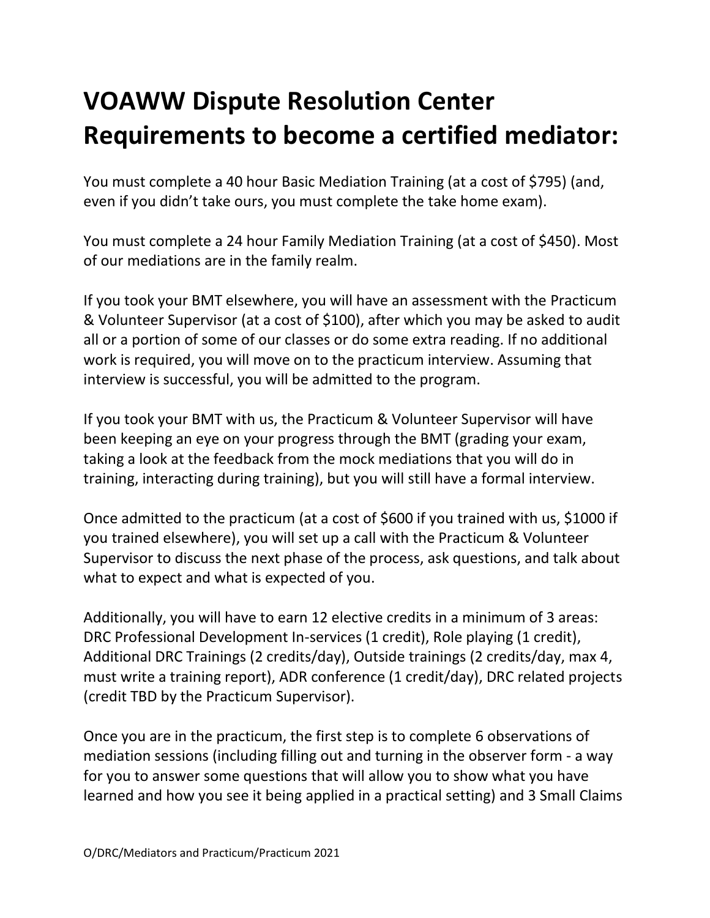# VOAWW Dispute Resolution Center Requirements to become a certified mediator:

You must complete a 40 hour Basic Mediation Training (at a cost of $795) (and, even if you didn't take ours, you must complete the take home exam).

You must complete a 24 hour Family Mediation Training (at a cost of $450). Most of our mediations are in the family realm.

If you took your BMT elsewhere, you will have an assessment with the Practicum & Volunteer Supervisor (at a cost of $100), after which you may be asked to audit all or a portion of some of our classes or do some extra reading. If no additional work is required, you will move on to the practicum interview. Assuming that interview is successful, you will be admitted to the program.

If you took your BMT with us, the Practicum & Volunteer Supervisor will have been keeping an eye on your progress through the BMT (grading your exam, taking a look at the feedback from the mock mediations that you will do in training, interacting during training), but you will still have a formal interview.

Once admitted to the practicum (at a cost of $600 if you trained with us, $1000 if you trained elsewhere), you will set up a call with the Practicum & Volunteer Supervisor to discuss the next phase of the process, ask questions, and talk about what to expect and what is expected of you.

Additionally, you will have to earn 12 elective credits in a minimum of 3 areas: DRC Professional Development In-services (1 credit), Role playing (1 credit), Additional DRC Trainings (2 credits/day), Outside trainings (2 credits/day, max 4, must write a training report), ADR conference (1 credit/day), DRC related projects (credit TBD by the Practicum Supervisor).

Once you are in the practicum, the first step is to complete 6 observations of mediation sessions (including filling out and turning in the observer form - a way for you to answer some questions that will allow you to show what you have learned and how you see it being applied in a practical setting) and 3 Small Claims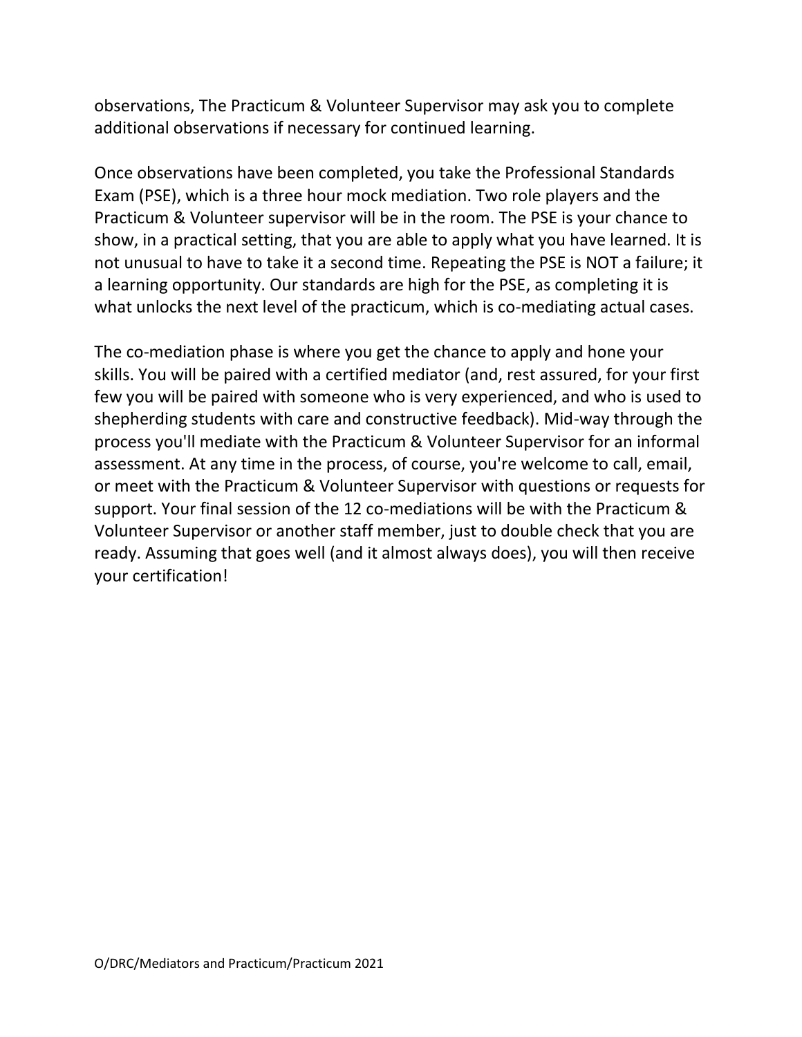observations, The Practicum & Volunteer Supervisor may ask you to complete additional observations if necessary for continued learning.

Once observations have been completed, you take the Professional Standards Exam (PSE), which is a three hour mock mediation. Two role players and the Practicum & Volunteer supervisor will be in the room. The PSE is your chance to show, in a practical setting, that you are able to apply what you have learned. It is not unusual to have to take it a second time. Repeating the PSE is NOT a failure; it a learning opportunity. Our standards are high for the PSE, as completing it is what unlocks the next level of the practicum, which is co-mediating actual cases.

The co-mediation phase is where you get the chance to apply and hone your skills. You will be paired with a certified mediator (and, rest assured, for your first few you will be paired with someone who is very experienced, and who is used to shepherding students with care and constructive feedback). Mid-way through the process you'll mediate with the Practicum & Volunteer Supervisor for an informal assessment. At any time in the process, of course, you're welcome to call, email, or meet with the Practicum & Volunteer Supervisor with questions or requests for support. Your final session of the 12 co-mediations will be with the Practicum & Volunteer Supervisor or another staff member, just to double check that you are ready. Assuming that goes well (and it almost always does), you will then receive your certification!